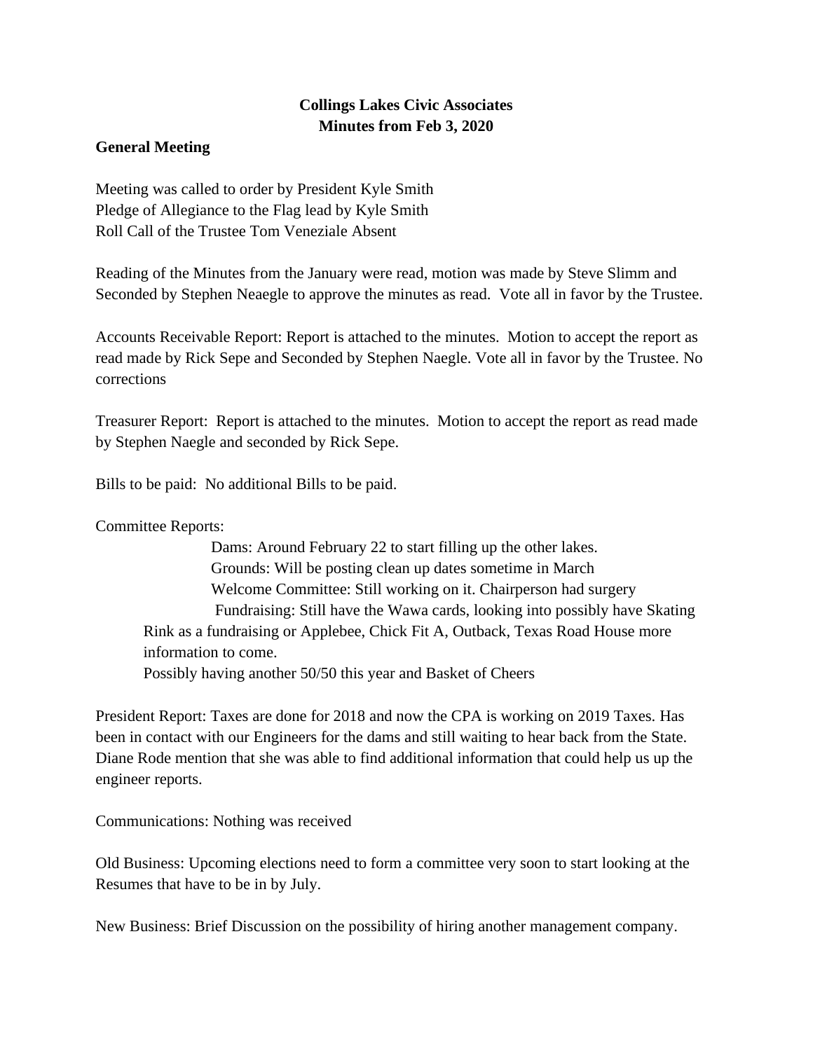**Collings Lakes Civic Associates**
**Minutes from Feb 3, 2020**

**General Meeting**

Meeting was called to order by President Kyle Smith
Pledge of Allegiance to the Flag lead by Kyle Smith
Roll Call of the Trustee Tom Veneziale Absent

Reading of the Minutes from the January were read, motion was made by Steve Slimm and Seconded by Stephen Neaegle to approve the minutes as read. Vote all in favor by the Trustee.

Accounts Receivable Report: Report is attached to the minutes. Motion to accept the report as read made by Rick Sepe and Seconded by Stephen Naegle. Vote all in favor by the Trustee. No corrections

Treasurer Report: Report is attached to the minutes. Motion to accept the report as read made by Stephen Naegle and seconded by Rick Sepe.

Bills to be paid: No additional Bills to be paid.

Committee Reports:

Dams: Around February 22 to start filling up the other lakes.
Grounds: Will be posting clean up dates sometime in March
Welcome Committee: Still working on it. Chairperson had surgery
Fundraising: Still have the Wawa cards, looking into possibly have Skating Rink as a fundraising or Applebee, Chick Fit A, Outback, Texas Road House more information to come.
Possibly having another 50/50 this year and Basket of Cheers

President Report: Taxes are done for 2018 and now the CPA is working on 2019 Taxes. Has been in contact with our Engineers for the dams and still waiting to hear back from the State. Diane Rode mention that she was able to find additional information that could help us up the engineer reports.

Communications: Nothing was received

Old Business: Upcoming elections need to form a committee very soon to start looking at the Resumes that have to be in by July.

New Business: Brief Discussion on the possibility of hiring another management company.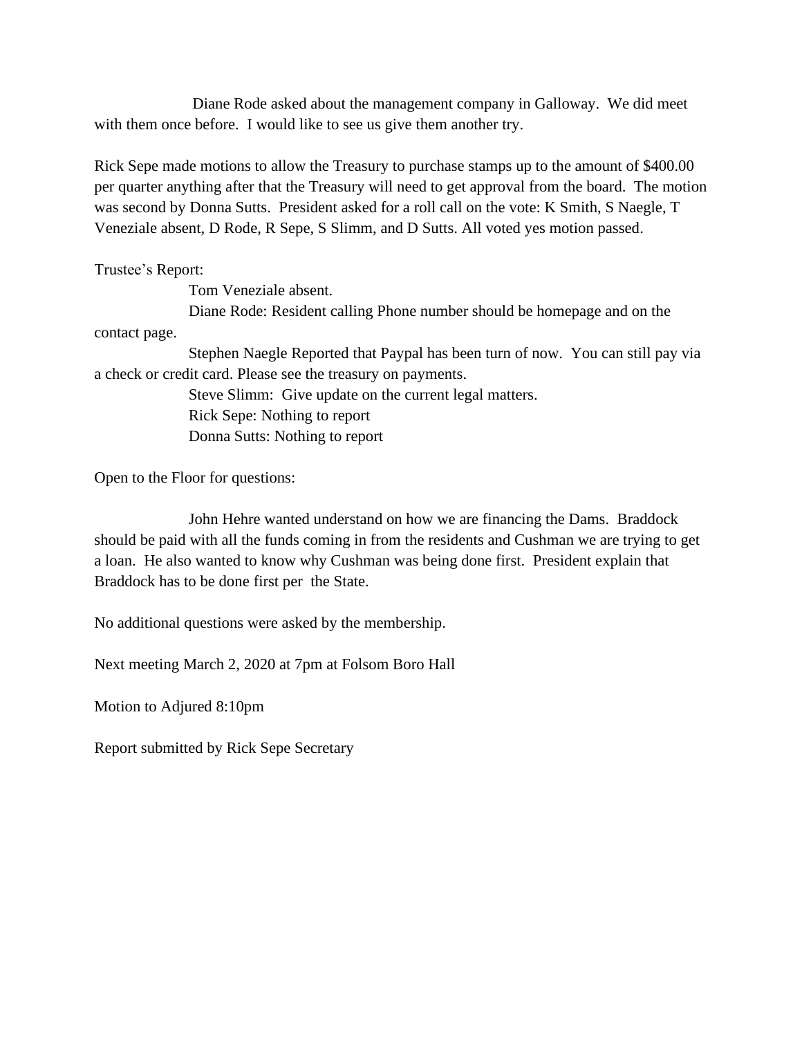Diane Rode asked about the management company in Galloway. We did meet with them once before. I would like to see us give them another try.

Rick Sepe made motions to allow the Treasury to purchase stamps up to the amount of $400.00 per quarter anything after that the Treasury will need to get approval from the board. The motion was second by Donna Sutts. President asked for a roll call on the vote: K Smith, S Naegle, T Veneziale absent, D Rode, R Sepe, S Slimm, and D Sutts. All voted yes motion passed.

Trustee's Report:

Tom Veneziale absent.

Diane Rode: Resident calling Phone number should be homepage and on the contact page.

Stephen Naegle Reported that Paypal has been turn of now. You can still pay via a check or credit card. Please see the treasury on payments.

Steve Slimm: Give update on the current legal matters.

Rick Sepe: Nothing to report

Donna Sutts: Nothing to report

Open to the Floor for questions:

John Hehre wanted understand on how we are financing the Dams. Braddock should be paid with all the funds coming in from the residents and Cushman we are trying to get a loan. He also wanted to know why Cushman was being done first. President explain that Braddock has to be done first per the State.

No additional questions were asked by the membership.

Next meeting March 2, 2020 at 7pm at Folsom Boro Hall

Motion to Adjured 8:10pm

Report submitted by Rick Sepe Secretary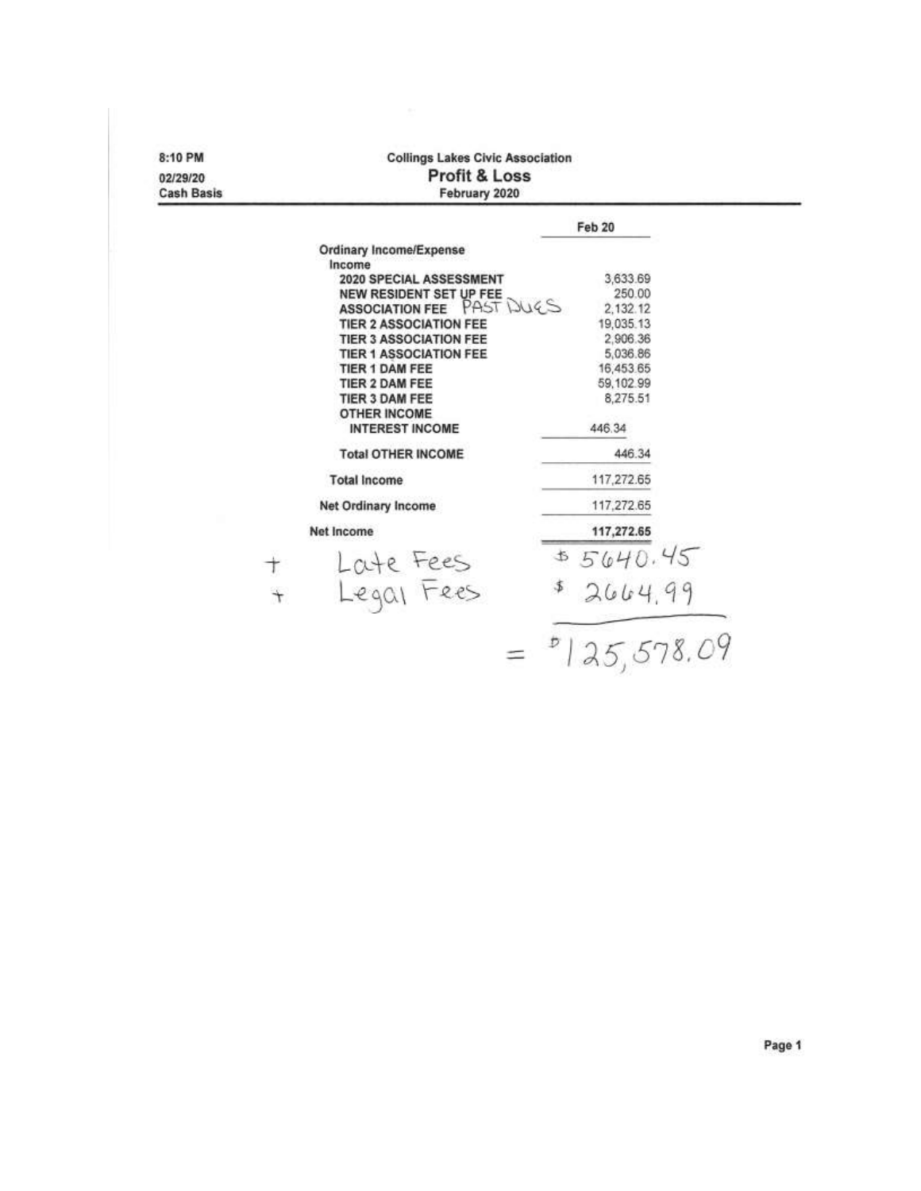8:10 PM
02/29/20
Cash Basis

**Collings Lakes Civic Association**

## Profit & Loss

February 2020

| | Feb 20 |
|---|---|
| **Ordinary Income/Expense** | |
| **Income** | |
| **2020 SPECIAL ASSESSMENT** | 3,633.69 |
| **NEW RESIDENT SET UP FEE** | 250.00 |
| **ASSOCIATION FEE** PAST DUES | 2,132.12 |
| **TIER 2 ASSOCIATION FEE** | 19,035.13 |
| **TIER 3 ASSOCIATION FEE** | 2,906.36 |
| **TIER 1 ASSOCIATION FEE** | 5,036.86 |
| **TIER 1 DAM FEE** | 16,453.65 |
| **TIER 2 DAM FEE** | 59,102.99 |
| **TIER 3 DAM FEE** | 8,275.51 |
| **OTHER INCOME** | |
| **INTEREST INCOME** | 446.34 |
| **Total OTHER INCOME** | 446.34 |
| **Total Income** | 117,272.65 |
| **Net Ordinary Income** | 117,272.65 |
| **Net Income** | **117,272.65** |
| + Late Fees | $ 5640.45 |
| + Legal Fees | $ 2664.99 |
| = | $ 125,578.09 |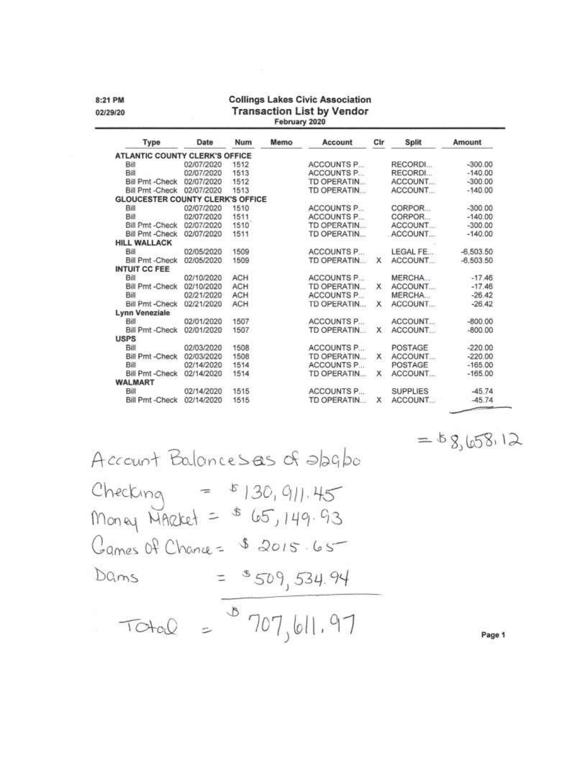8:21 PM

02/29/20

# Collings Lakes Civic Association
## Transaction List by Vendor
February 2020

| Type | Date | Num | Memo | Account | Clr | Split | Amount |
|---|---|---|---|---|---|---|---|
| **ATLANTIC COUNTY CLERK'S OFFICE** | | | | | | | |
| Bill | 02/07/2020 | 1512 | | ACCOUNTS P... | | RECORDI... | -300.00 |
| Bill | 02/07/2020 | 1513 | | ACCOUNTS P... | | RECORDI... | -140.00 |
| Bill Pmt -Check | 02/07/2020 | 1512 | | TD OPERATIN... | | ACCOUNT... | -300.00 |
| Bill Pmt -Check | 02/07/2020 | 1513 | | TD OPERATIN... | | ACCOUNT... | -140.00 |
| **GLOUCESTER COUNTY CLERK'S OFFICE** | | | | | | | |
| Bill | 02/07/2020 | 1510 | | ACCOUNTS P... | | CORPOR... | -300.00 |
| Bill | 02/07/2020 | 1511 | | ACCOUNTS P... | | CORPOR... | -140.00 |
| Bill Pmt -Check | 02/07/2020 | 1510 | | TD OPERATIN... | | ACCOUNT... | -300.00 |
| Bill Pmt -Check | 02/07/2020 | 1511 | | TD OPERATIN... | | ACCOUNT... | -140.00 |
| **HILL WALLACK** | | | | | | | |
| Bill | 02/05/2020 | 1509 | | ACCOUNTS P... | | LEGAL FE... | -6,503.50 |
| Bill Pmt -Check | 02/05/2020 | 1509 | | TD OPERATIN... | X | ACCOUNT... | -6,503.50 |
| **INTUIT CC FEE** | | | | | | | |
| Bill | 02/10/2020 | ACH | | ACCOUNTS P... | | MERCHA... | -17.46 |
| Bill Pmt -Check | 02/10/2020 | ACH | | TD OPERATIN... | X | ACCOUNT... | -17.46 |
| Bill | 02/21/2020 | ACH | | ACCOUNTS P... | | MERCHA... | -26.42 |
| Bill Pmt -Check | 02/21/2020 | ACH | | TD OPERATIN... | X | ACCOUNT... | -26.42 |
| **Lynn Veneziale** | | | | | | | |
| Bill | 02/01/2020 | 1507 | | ACCOUNTS P... | | ACCOUNT... | -800.00 |
| Bill Pmt -Check | 02/01/2020 | 1507 | | TD OPERATIN... | X | ACCOUNT... | -800.00 |
| **USPS** | | | | | | | |
| Bill | 02/03/2020 | 1508 | | ACCOUNTS P... | | POSTAGE | -220.00 |
| Bill Pmt -Check | 02/03/2020 | 1508 | | TD OPERATIN... | X | ACCOUNT... | -220.00 |
| Bill | 02/14/2020 | 1514 | | ACCOUNTS P... | | POSTAGE | -165.00 |
| Bill Pmt -Check | 02/14/2020 | 1514 | | TD OPERATIN... | X | ACCOUNT... | -165.00 |
| **WALMART** | | | | | | | |
| Bill | 02/14/2020 | 1515 | | ACCOUNTS P... | | SUPPLIES | -45.74 |
| Bill Pmt -Check | 02/14/2020 | 1515 | | TD OPERATIN... | X | ACCOUNT... | -45.74 |

= $8,658.12

Account Balances as of 2/29/20

Checking = $130,911.45

Money Market = $65,149.93

Games of Chance = $2015.65

Dams = $509,534.94

Total = $707,611.97